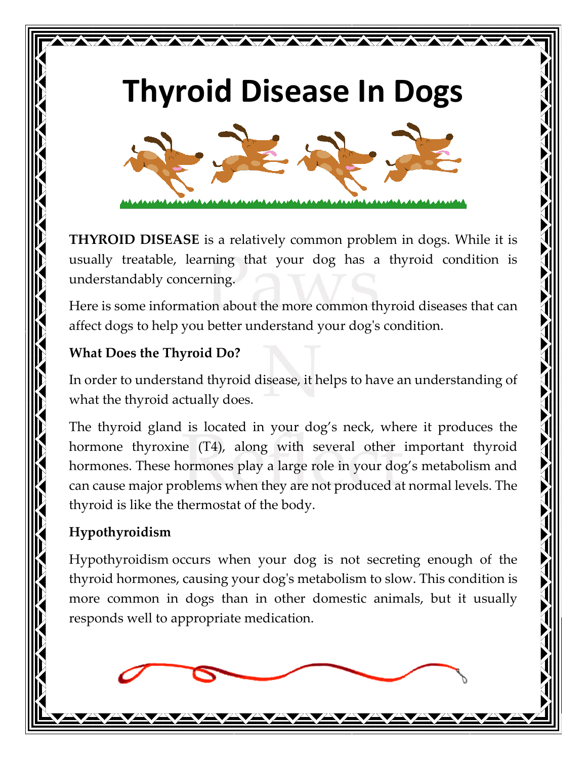# Thyroid Disease In Dogs

**THYROID DISEASE** is a relatively common problem in dogs. While it is usually treatable, learning that your dog has a thyroid condition is understandably concerning.

Here is some information about the more common thyroid diseases that can affect dogs to help you better understand your dog's condition.

### What Does the Thyroid Do?

In order to understand thyroid disease, it helps to have an understanding of what the thyroid actually does.

The thyroid gland is located in your dog's neck, where it produces the hormone thyroxine (T4), along with several other important thyroid hormones. These hormones play a large role in your dog's metabolism and can cause major problems when they are not produced at normal levels. The thyroid is like the thermostat of the body.

### Hypothyroidism

Hypothyroidism occurs when your dog is not secreting enough of the thyroid hormones, causing your dog's metabolism to slow. This condition is more common in dogs than in other domestic animals, but it usually responds well to appropriate medication.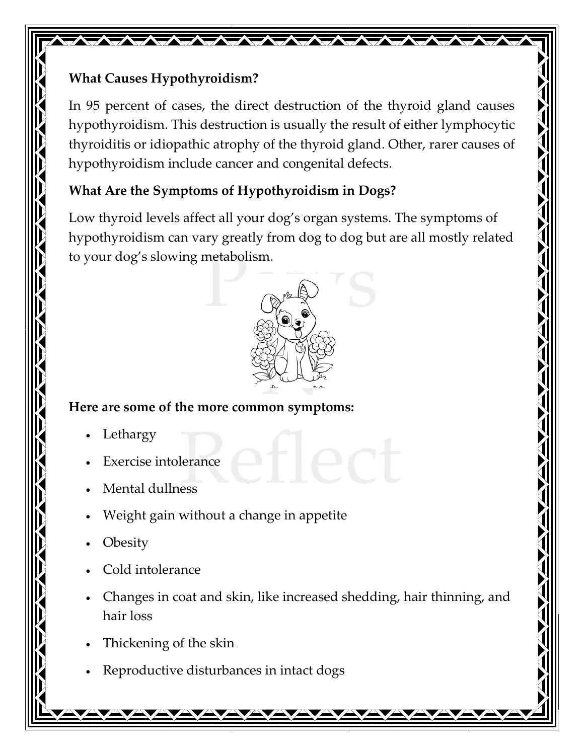### What Causes Hypothyroidism?

In 95 percent of cases, the direct destruction of the thyroid gland causes hypothyroidism. This destruction is usually the result of either lymphocytic thyroiditis or idiopathic atrophy of the thyroid gland. Other, rarer causes of hypothyroidism include cancer and congenital defects.

### What Are the Symptoms of Hypothyroidism in Dogs?

Low thyroid levels affect all your dog's organ systems. The symptoms of hypothyroidism can vary greatly from dog to dog but are all mostly related to your dog's slowing metabolism.

**Here are some of the more common symptoms:**

- Lethargy
- Exercise intolerance
- Mental dullness
- Weight gain without a change in appetite
- Obesity
- Cold intolerance
- Changes in coat and skin, like increased shedding, hair thinning, and hair loss
- Thickening of the skin
- Reproductive disturbances in intact dogs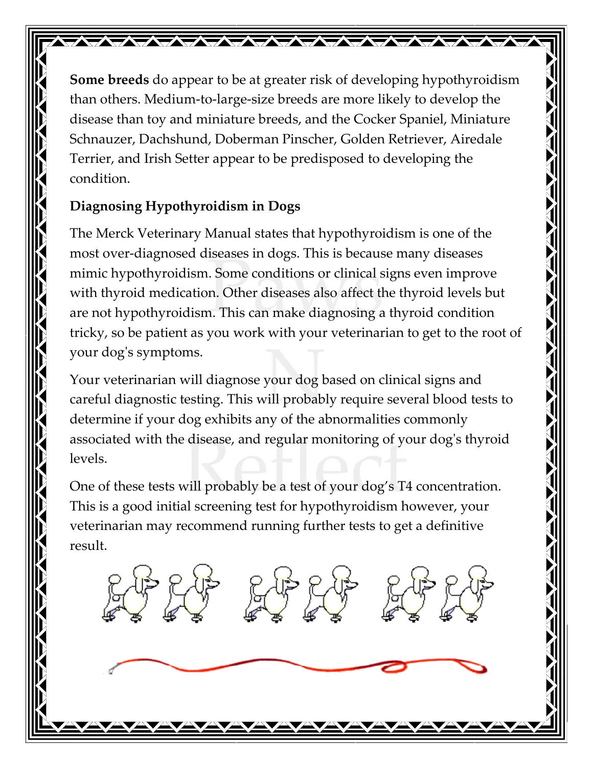**Some breeds** do appear to be at greater risk of developing hypothyroidism than others. Medium-to-large-size breeds are more likely to develop the disease than toy and miniature breeds, and the Cocker Spaniel, Miniature Schnauzer, Dachshund, Doberman Pinscher, Golden Retriever, Airedale Terrier, and Irish Setter appear to be predisposed to developing the condition.

**Diagnosing Hypothyroidism in Dogs**

The Merck Veterinary Manual states that hypothyroidism is one of the most over-diagnosed diseases in dogs. This is because many diseases mimic hypothyroidism. Some conditions or clinical signs even improve with thyroid medication. Other diseases also affect the thyroid levels but are not hypothyroidism. This can make diagnosing a thyroid condition tricky, so be patient as you work with your veterinarian to get to the root of your dog's symptoms.

Your veterinarian will diagnose your dog based on clinical signs and careful diagnostic testing. This will probably require several blood tests to determine if your dog exhibits any of the abnormalities commonly associated with the disease, and regular monitoring of your dog's thyroid levels.

One of these tests will probably be a test of your dog's T4 concentration. This is a good initial screening test for hypothyroidism however, your veterinarian may recommend running further tests to get a definitive result.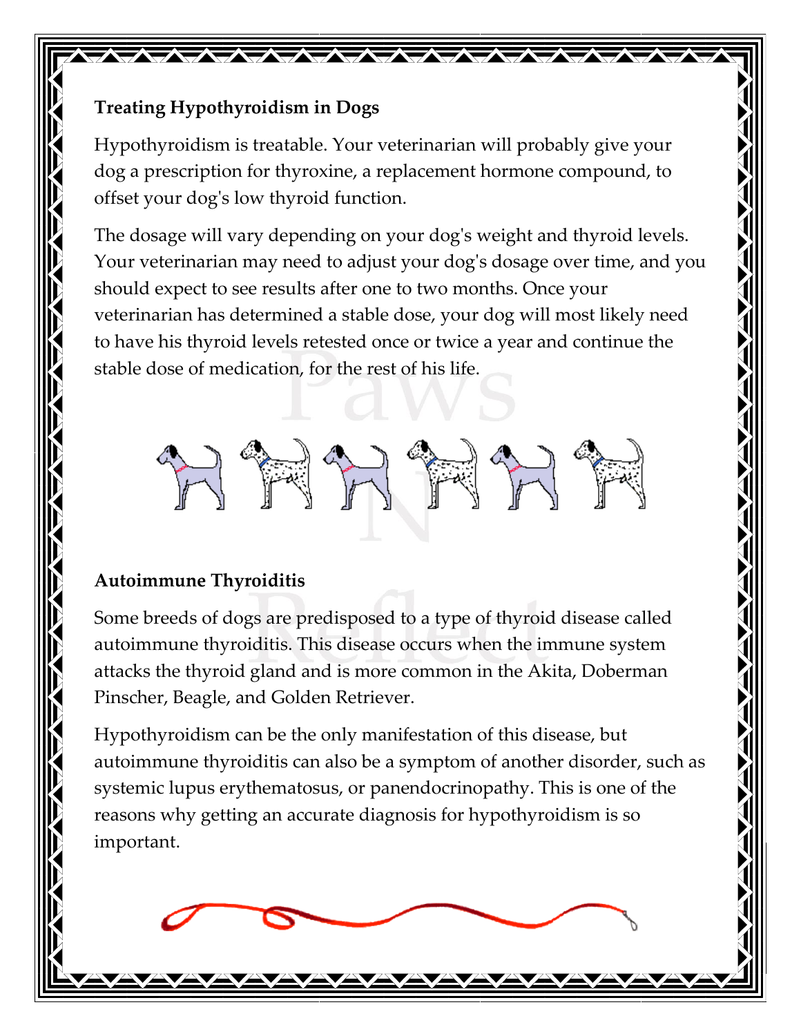**Treating Hypothyroidism in Dogs**

Hypothyroidism is treatable. Your veterinarian will probably give your dog a prescription for thyroxine, a replacement hormone compound, to offset your dog's low thyroid function.

The dosage will vary depending on your dog's weight and thyroid levels. Your veterinarian may need to adjust your dog's dosage over time, and you should expect to see results after one to two months. Once your veterinarian has determined a stable dose, your dog will most likely need to have his thyroid levels retested once or twice a year and continue the stable dose of medication, for the rest of his life.

**Autoimmune Thyroiditis**

Some breeds of dogs are predisposed to a type of thyroid disease called autoimmune thyroiditis. This disease occurs when the immune system attacks the thyroid gland and is more common in the Akita, Doberman Pinscher, Beagle, and Golden Retriever.

Hypothyroidism can be the only manifestation of this disease, but autoimmune thyroiditis can also be a symptom of another disorder, such as systemic lupus erythematosus, or panendocrinopathy. This is one of the reasons why getting an accurate diagnosis for hypothyroidism is so important.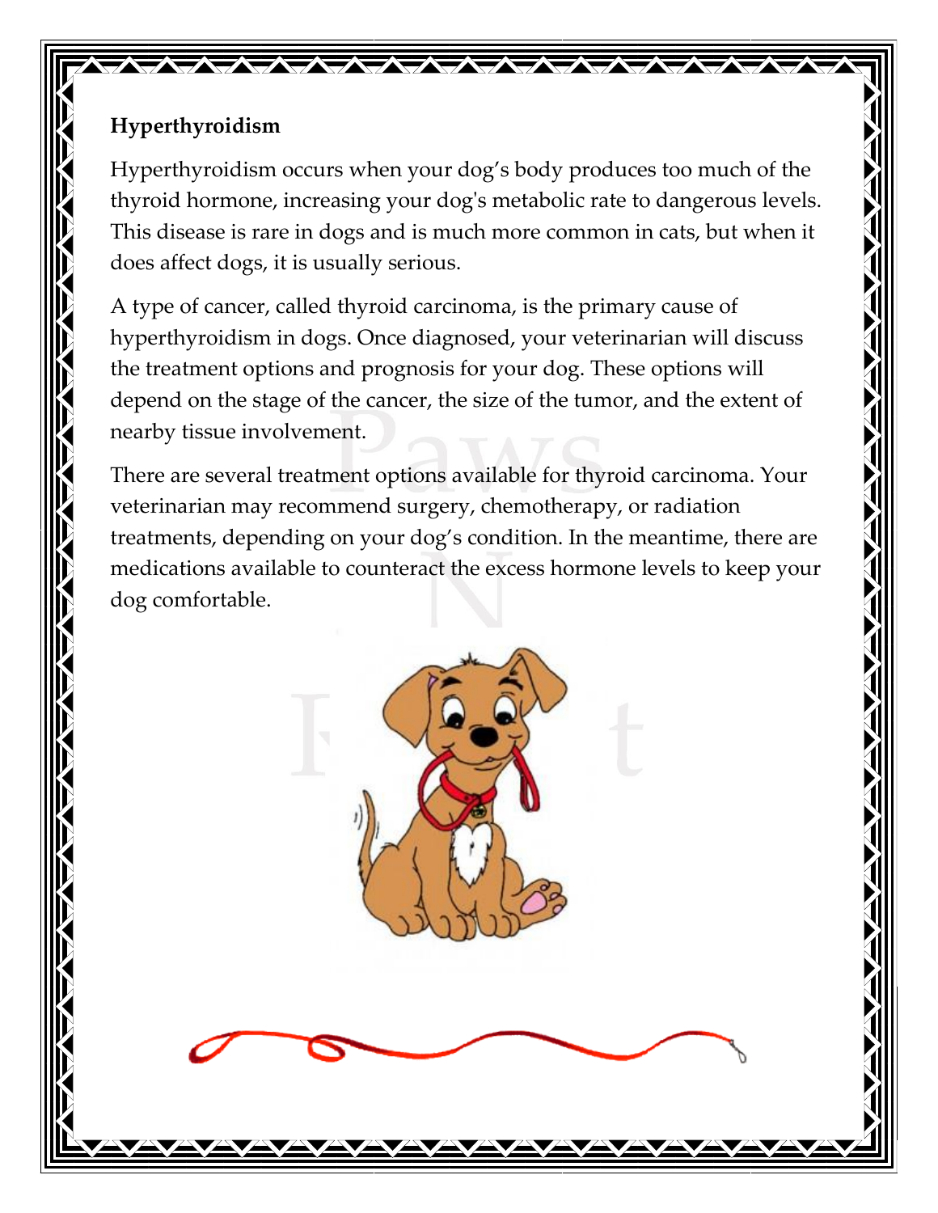**Hyperthyroidism**

Hyperthyroidism occurs when your dog's body produces too much of the thyroid hormone, increasing your dog's metabolic rate to dangerous levels. This disease is rare in dogs and is much more common in cats, but when it does affect dogs, it is usually serious.

A type of cancer, called thyroid carcinoma, is the primary cause of hyperthyroidism in dogs. Once diagnosed, your veterinarian will discuss the treatment options and prognosis for your dog. These options will depend on the stage of the cancer, the size of the tumor, and the extent of nearby tissue involvement.

There are several treatment options available for thyroid carcinoma. Your veterinarian may recommend surgery, chemotherapy, or radiation treatments, depending on your dog's condition. In the meantime, there are medications available to counteract the excess hormone levels to keep your dog comfortable.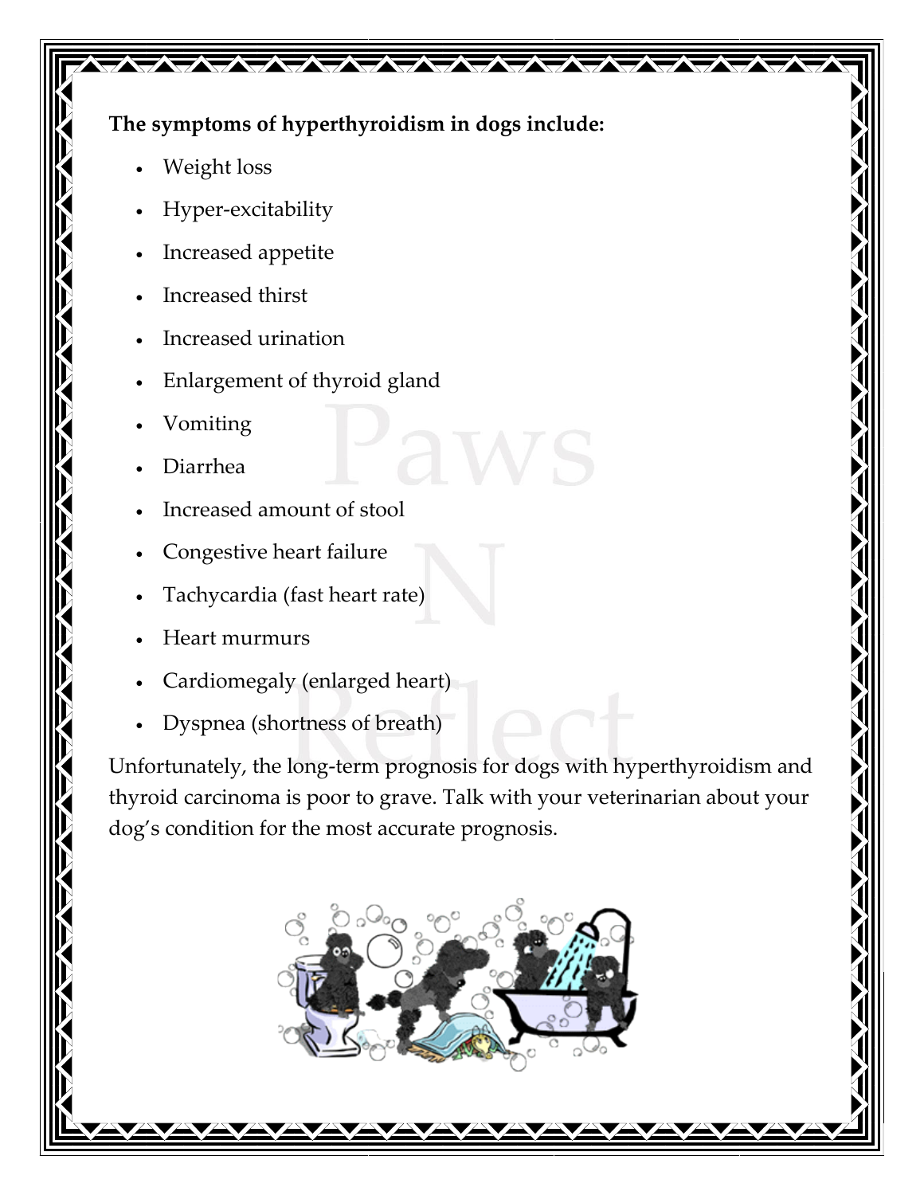**The symptoms of hyperthyroidism in dogs include:**

- Weight loss
- Hyper-excitability
- Increased appetite
- Increased thirst
- Increased urination
- Enlargement of thyroid gland
- Vomiting
- Diarrhea
- Increased amount of stool
- Congestive heart failure
- Tachycardia (fast heart rate)
- Heart murmurs
- Cardiomegaly (enlarged heart)
- Dyspnea (shortness of breath)

Unfortunately, the long-term prognosis for dogs with hyperthyroidism and thyroid carcinoma is poor to grave. Talk with your veterinarian about your dog's condition for the most accurate prognosis.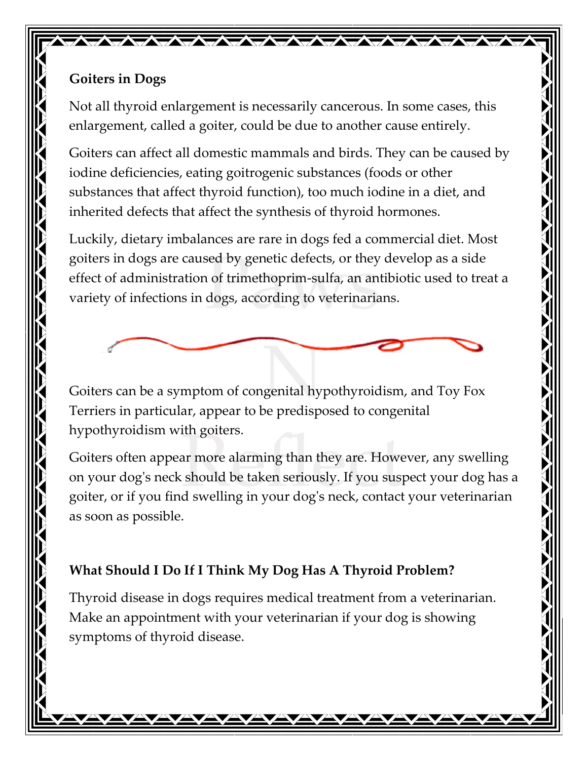**Goiters in Dogs**

Not all thyroid enlargement is necessarily cancerous. In some cases, this enlargement, called a goiter, could be due to another cause entirely.

Goiters can affect all domestic mammals and birds. They can be caused by iodine deficiencies, eating goitrogenic substances (foods or other substances that affect thyroid function), too much iodine in a diet, and inherited defects that affect the synthesis of thyroid hormones.

Luckily, dietary imbalances are rare in dogs fed a commercial diet. Most goiters in dogs are caused by genetic defects, or they develop as a side effect of administration of trimethoprim-sulfa, an antibiotic used to treat a variety of infections in dogs, according to veterinarians.

Goiters can be a symptom of congenital hypothyroidism, and Toy Fox Terriers in particular, appear to be predisposed to congenital hypothyroidism with goiters.

Goiters often appear more alarming than they are. However, any swelling on your dog's neck should be taken seriously. If you suspect your dog has a goiter, or if you find swelling in your dog's neck, contact your veterinarian as soon as possible.

**What Should I Do If I Think My Dog Has A Thyroid Problem?**

Thyroid disease in dogs requires medical treatment from a veterinarian. Make an appointment with your veterinarian if your dog is showing symptoms of thyroid disease.